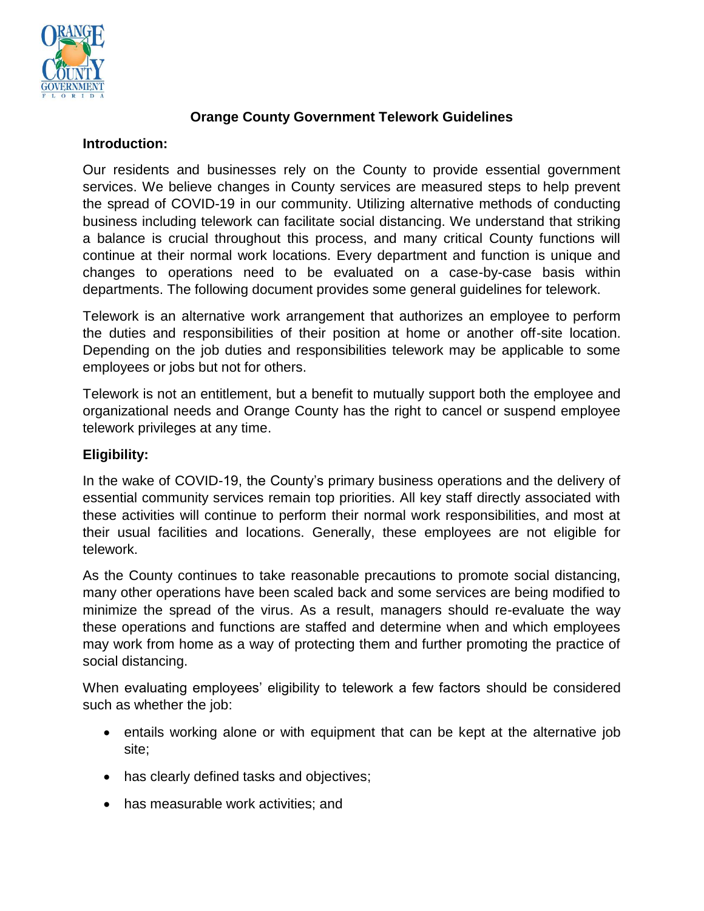# Orange County Government Telework Guidelines

## Introduction:

Our residents and businesses rely on the County to provide essential government services. We believe changes in County services are measured steps to help prevent the spread of COVID-19 in our community. Utilizing alternative methods of conducting business including telework can facilitate social distancing. We understand that striking a balance is crucial throughout this process, and many critical County functions will continue at their normal work locations. Every department and function is unique and changes to operations need to be evaluated on a case-by-case basis within departments. The following document provides some general guidelines for telework.

Telework is an alternative work arrangement that authorizes an employee to perform the duties and responsibilities of their position at home or another off-site location. Depending on the job duties and responsibilities telework may be applicable to some employees or jobs but not for others.

Telework is not an entitlement, but a benefit to mutually support both the employee and organizational needs and Orange County has the right to cancel or suspend employee telework privileges at any time.

## Eligibility:

In the wake of COVID-19, the County's primary business operations and the delivery of essential community services remain top priorities. All key staff directly associated with these activities will continue to perform their normal work responsibilities, and most at their usual facilities and locations. Generally, these employees are not eligible for telework.

As the County continues to take reasonable precautions to promote social distancing, many other operations have been scaled back and some services are being modified to minimize the spread of the virus. As a result, managers should re-evaluate the way these operations and functions are staffed and determine when and which employees may work from home as a way of protecting them and further promoting the practice of social distancing.

When evaluating employees' eligibility to telework a few factors should be considered such as whether the job:

- entails working alone or with equipment that can be kept at the alternative job site;
- has clearly defined tasks and objectives;
- has measurable work activities; and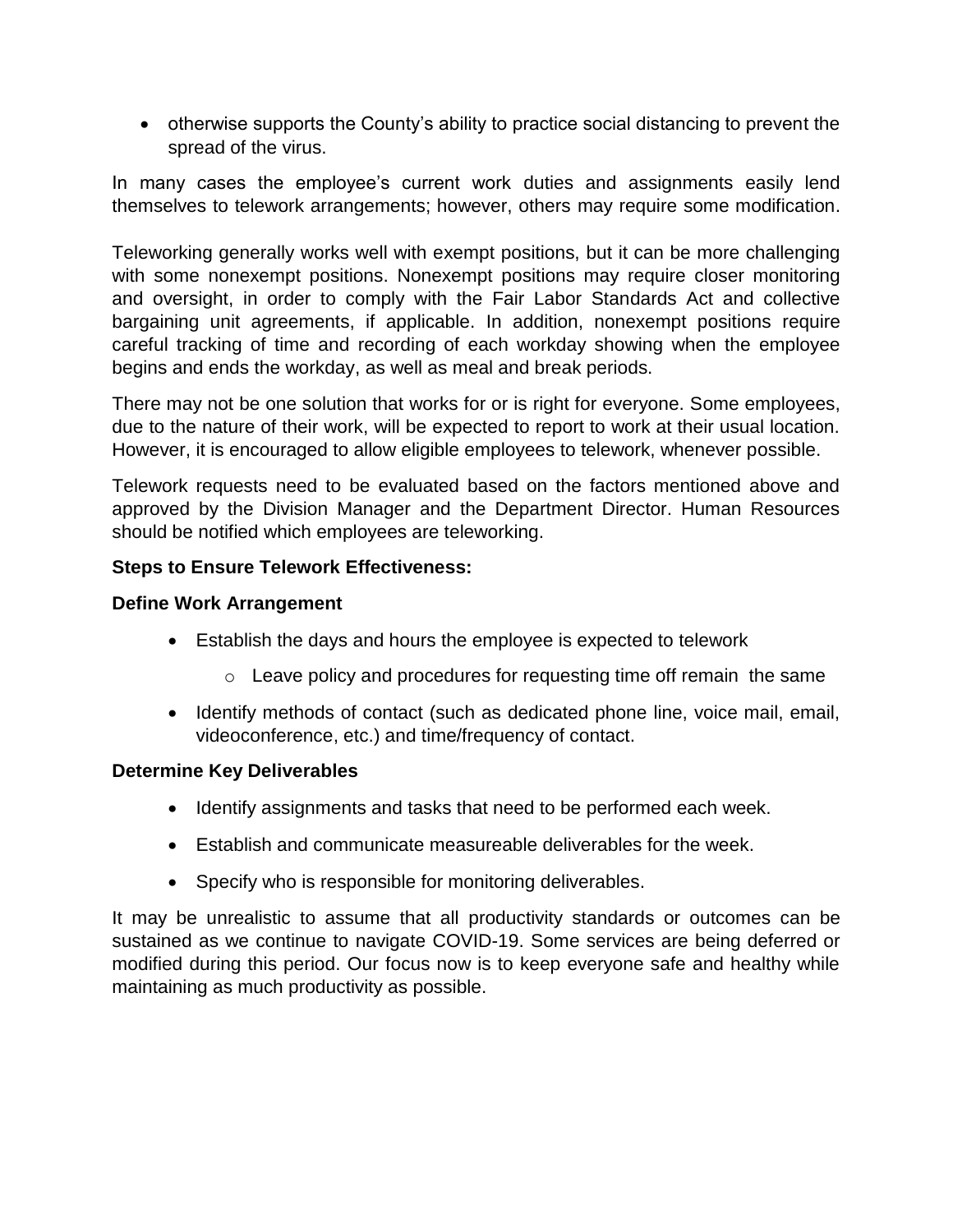- otherwise supports the County's ability to practice social distancing to prevent the spread of the virus.

In many cases the employee's current work duties and assignments easily lend themselves to telework arrangements; however, others may require some modification.

Teleworking generally works well with exempt positions, but it can be more challenging with some nonexempt positions. Nonexempt positions may require closer monitoring and oversight, in order to comply with the Fair Labor Standards Act and collective bargaining unit agreements, if applicable. In addition, nonexempt positions require careful tracking of time and recording of each workday showing when the employee begins and ends the workday, as well as meal and break periods.

There may not be one solution that works for or is right for everyone. Some employees, due to the nature of their work, will be expected to report to work at their usual location. However, it is encouraged to allow eligible employees to telework, whenever possible.

Telework requests need to be evaluated based on the factors mentioned above and approved by the Division Manager and the Department Director. Human Resources should be notified which employees are teleworking.

**Steps to Ensure Telework Effectiveness:**

**Define Work Arrangement**

- Establish the days and hours the employee is expected to telework
  - Leave policy and procedures for requesting time off remain the same
- Identify methods of contact (such as dedicated phone line, voice mail, email, videoconference, etc.) and time/frequency of contact.

**Determine Key Deliverables**

- Identify assignments and tasks that need to be performed each week.
- Establish and communicate measureable deliverables for the week.
- Specify who is responsible for monitoring deliverables.

It may be unrealistic to assume that all productivity standards or outcomes can be sustained as we continue to navigate COVID-19. Some services are being deferred or modified during this period. Our focus now is to keep everyone safe and healthy while maintaining as much productivity as possible.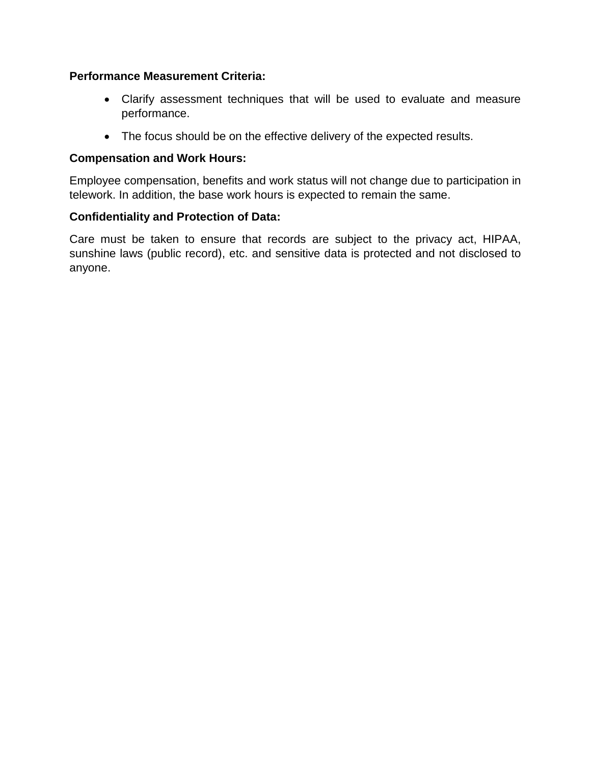**Performance Measurement Criteria:**

- Clarify assessment techniques that will be used to evaluate and measure performance.
- The focus should be on the effective delivery of the expected results.

**Compensation and Work Hours:**

Employee compensation, benefits and work status will not change due to participation in telework. In addition, the base work hours is expected to remain the same.

**Confidentiality and Protection of Data:**

Care must be taken to ensure that records are subject to the privacy act, HIPAA, sunshine laws (public record), etc. and sensitive data is protected and not disclosed to anyone.